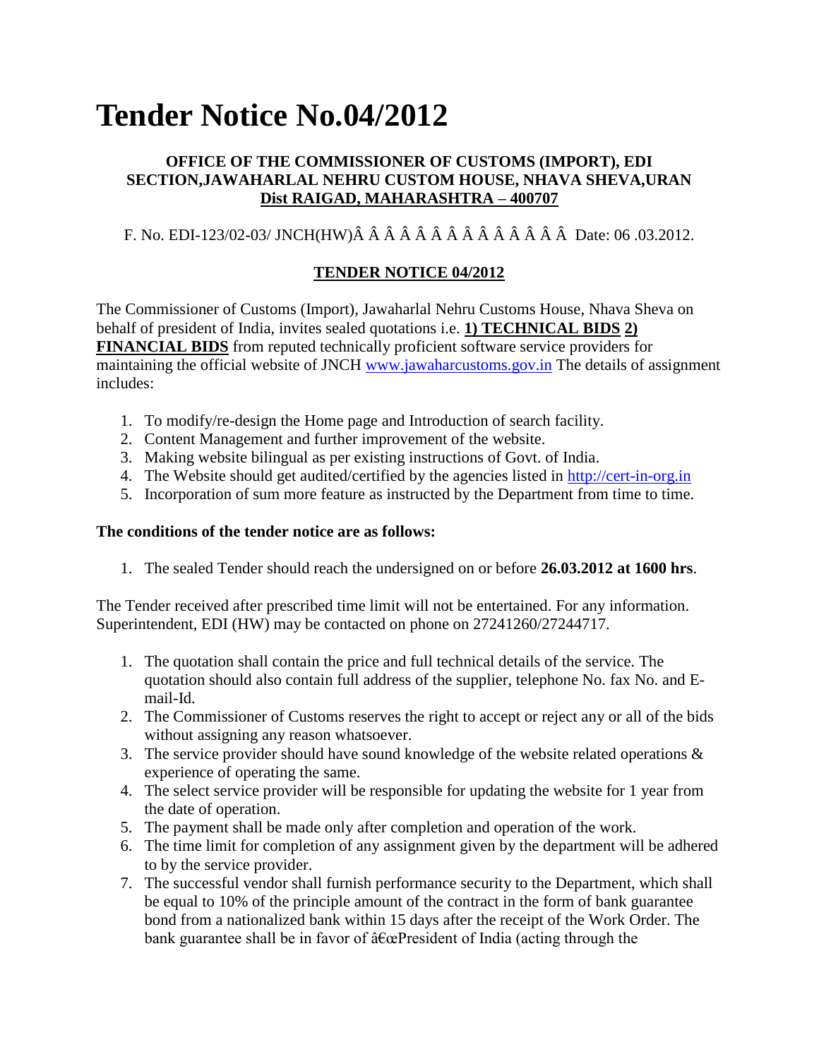# Tender Notice No.04/2012

**OFFICE OF THE COMMISSIONER OF CUSTOMS (IMPORT), EDI SECTION,JAWAHARLAL NEHRU CUSTOM HOUSE, NHAVA SHEVA,URAN**
**Dist RAIGAD, MAHARASHTRA – 400707**

F. No. EDI-123/02-03/ JNCH(HW)Â Â Â Â Â Â Â Â Â Â Â Â Â Â Date: 06 .03.2012.

**TENDER NOTICE 04/2012**

The Commissioner of Customs (Import), Jawaharlal Nehru Customs House, Nhava Sheva on behalf of president of India, invites sealed quotations i.e. **1) TECHNICAL BIDS 2) FINANCIAL BIDS** from reputed technically proficient software service providers for maintaining the official website of JNCH www.jawaharcustoms.gov.in The details of assignment includes:

1. To modify/re-design the Home page and Introduction of search facility.
2. Content Management and further improvement of the website.
3. Making website bilingual as per existing instructions of Govt. of India.
4. The Website should get audited/certified by the agencies listed in http://cert-in-org.in
5. Incorporation of sum more feature as instructed by the Department from time to time.

**The conditions of the tender notice are as follows:**

1. The sealed Tender should reach the undersigned on or before **26.03.2012 at 1600 hrs**.

The Tender received after prescribed time limit will not be entertained. For any information. Superintendent, EDI (HW) may be contacted on phone on 27241260/27244717.

1. The quotation shall contain the price and full technical details of the service. The quotation should also contain full address of the supplier, telephone No. fax No. and E-mail-Id.
2. The Commissioner of Customs reserves the right to accept or reject any or all of the bids without assigning any reason whatsoever.
3. The service provider should have sound knowledge of the website related operations & experience of operating the same.
4. The select service provider will be responsible for updating the website for 1 year from the date of operation.
5. The payment shall be made only after completion and operation of the work.
6. The time limit for completion of any assignment given by the department will be adhered to by the service provider.
7. The successful vendor shall furnish performance security to the Department, which shall be equal to 10% of the principle amount of the contract in the form of bank guarantee bond from a nationalized bank within 15 days after the receipt of the Work Order. The bank guarantee shall be in favor of â€œPresident of India (acting through the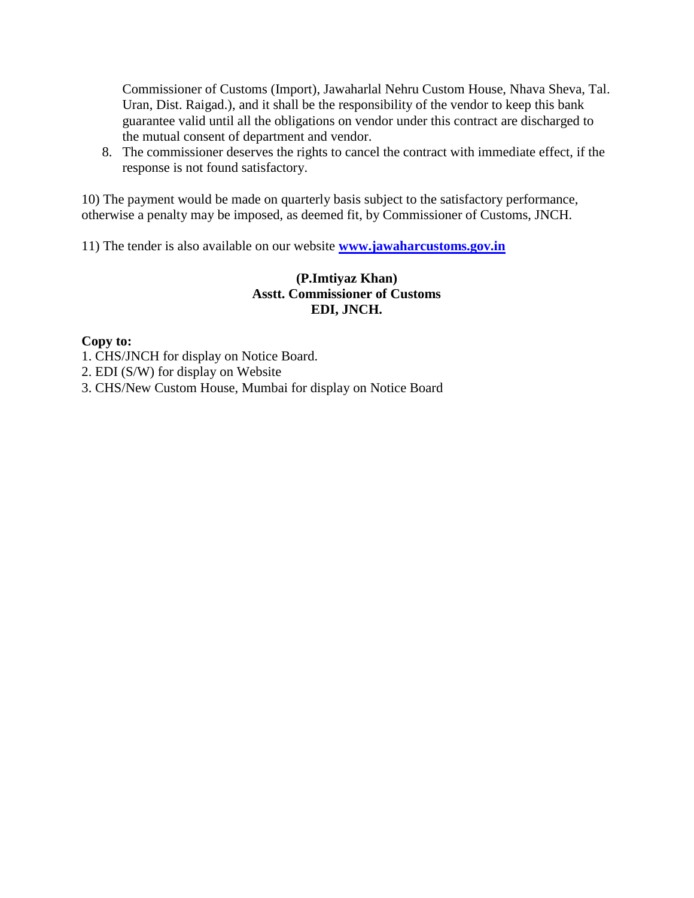Commissioner of Customs (Import), Jawaharlal Nehru Custom House, Nhava Sheva, Tal. Uran, Dist. Raigad.), and it shall be the responsibility of the vendor to keep this bank guarantee valid until all the obligations on vendor under this contract are discharged to the mutual consent of department and vendor.

8. The commissioner deserves the rights to cancel the contract with immediate effect, if the response is not found satisfactory.

10) The payment would be made on quarterly basis subject to the satisfactory performance, otherwise a penalty may be imposed, as deemed fit, by Commissioner of Customs, JNCH.

11) The tender is also available on our website **[www.jawaharcustoms.gov.in](http://www.jawaharcustoms.gov.in)**

**(P.Imtiyaz Khan)**
**Asstt. Commissioner of Customs**
**EDI, JNCH.**

**Copy to:**

1. CHS/JNCH for display on Notice Board.
2. EDI (S/W) for display on Website
3. CHS/New Custom House, Mumbai for display on Notice Board